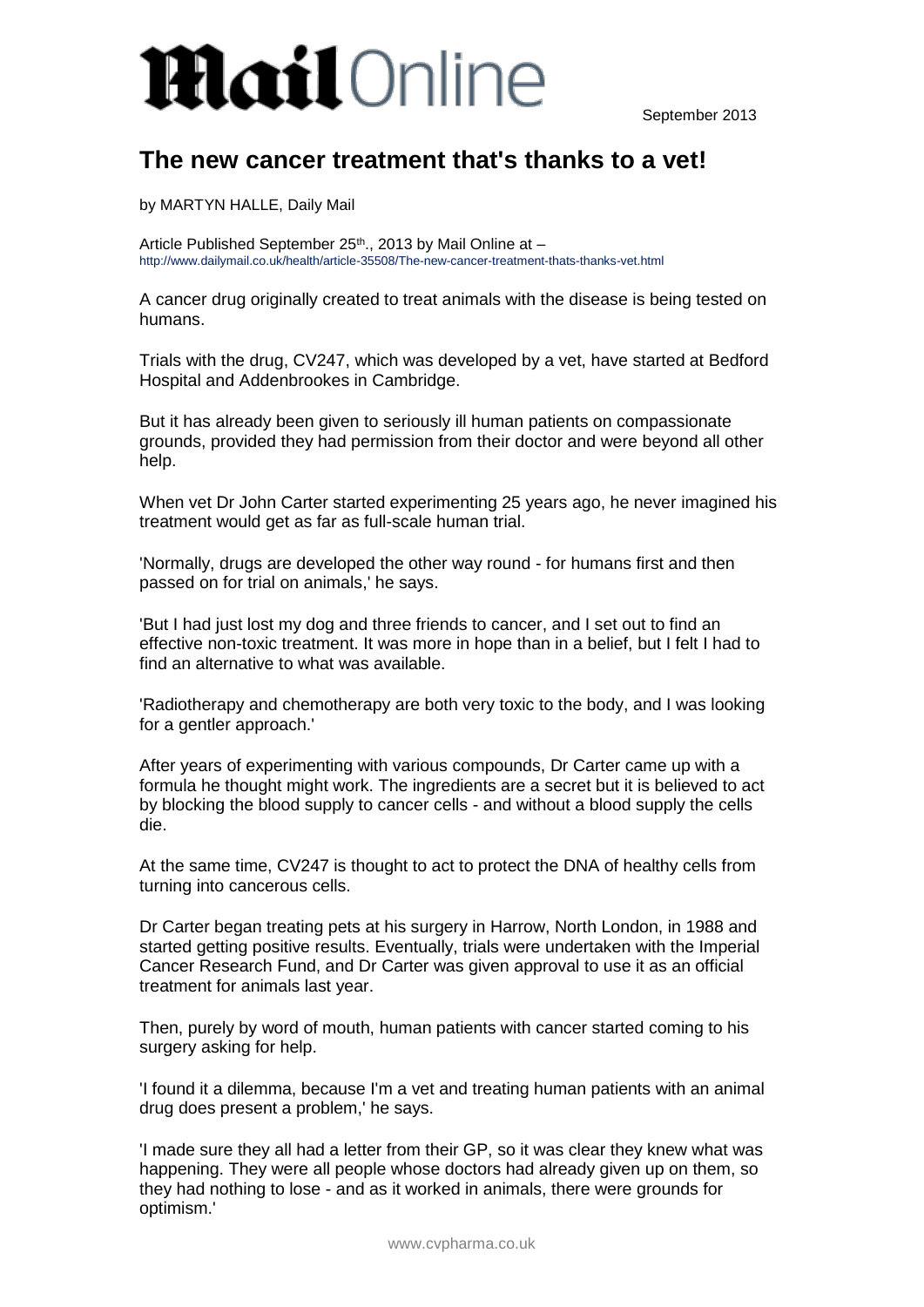# Mail Online

September 2013

## The new cancer treatment that's thanks to a vet!

by MARTYN HALLE, Daily Mail

Article Published September 25th., 2013 by Mail Online at – http://www.dailymail.co.uk/health/article-35508/The-new-cancer-treatment-thats-thanks-vet.html

A cancer drug originally created to treat animals with the disease is being tested on humans.

Trials with the drug, CV247, which was developed by a vet, have started at Bedford Hospital and Addenbrookes in Cambridge.

But it has already been given to seriously ill human patients on compassionate grounds, provided they had permission from their doctor and were beyond all other help.

When vet Dr John Carter started experimenting 25 years ago, he never imagined his treatment would get as far as full-scale human trial.

'Normally, drugs are developed the other way round - for humans first and then passed on for trial on animals,' he says.

'But I had just lost my dog and three friends to cancer, and I set out to find an effective non-toxic treatment. It was more in hope than in a belief, but I felt I had to find an alternative to what was available.

'Radiotherapy and chemotherapy are both very toxic to the body, and I was looking for a gentler approach.'

After years of experimenting with various compounds, Dr Carter came up with a formula he thought might work. The ingredients are a secret but it is believed to act by blocking the blood supply to cancer cells - and without a blood supply the cells die.

At the same time, CV247 is thought to act to protect the DNA of healthy cells from turning into cancerous cells.

Dr Carter began treating pets at his surgery in Harrow, North London, in 1988 and started getting positive results. Eventually, trials were undertaken with the Imperial Cancer Research Fund, and Dr Carter was given approval to use it as an official treatment for animals last year.

Then, purely by word of mouth, human patients with cancer started coming to his surgery asking for help.

'I found it a dilemma, because I'm a vet and treating human patients with an animal drug does present a problem,' he says.

'I made sure they all had a letter from their GP, so it was clear they knew what was happening. They were all people whose doctors had already given up on them, so they had nothing to lose - and as it worked in animals, there were grounds for optimism.'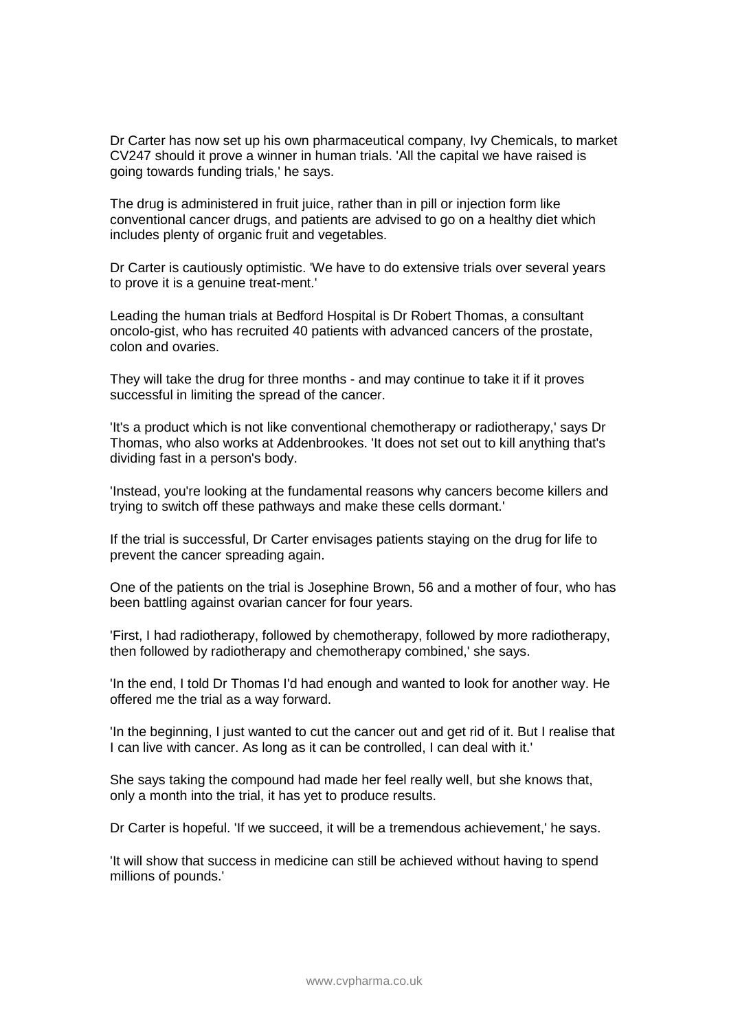Dr Carter has now set up his own pharmaceutical company, Ivy Chemicals, to market CV247 should it prove a winner in human trials. 'All the capital we have raised is going towards funding trials,' he says.

The drug is administered in fruit juice, rather than in pill or injection form like conventional cancer drugs, and patients are advised to go on a healthy diet which includes plenty of organic fruit and vegetables.

Dr Carter is cautiously optimistic. 'We have to do extensive trials over several years to prove it is a genuine treat-ment.'

Leading the human trials at Bedford Hospital is Dr Robert Thomas, a consultant oncolo-gist, who has recruited 40 patients with advanced cancers of the prostate, colon and ovaries.

They will take the drug for three months - and may continue to take it if it proves successful in limiting the spread of the cancer.

'It's a product which is not like conventional chemotherapy or radiotherapy,' says Dr Thomas, who also works at Addenbrookes. 'It does not set out to kill anything that's dividing fast in a person's body.

'Instead, you're looking at the fundamental reasons why cancers become killers and trying to switch off these pathways and make these cells dormant.'

If the trial is successful, Dr Carter envisages patients staying on the drug for life to prevent the cancer spreading again.

One of the patients on the trial is Josephine Brown, 56 and a mother of four, who has been battling against ovarian cancer for four years.

'First, I had radiotherapy, followed by chemotherapy, followed by more radiotherapy, then followed by radiotherapy and chemotherapy combined,' she says.

'In the end, I told Dr Thomas I'd had enough and wanted to look for another way. He offered me the trial as a way forward.

'In the beginning, I just wanted to cut the cancer out and get rid of it. But I realise that I can live with cancer. As long as it can be controlled, I can deal with it.'

She says taking the compound had made her feel really well, but she knows that, only a month into the trial, it has yet to produce results.

Dr Carter is hopeful. 'If we succeed, it will be a tremendous achievement,' he says.

'It will show that success in medicine can still be achieved without having to spend millions of pounds.'